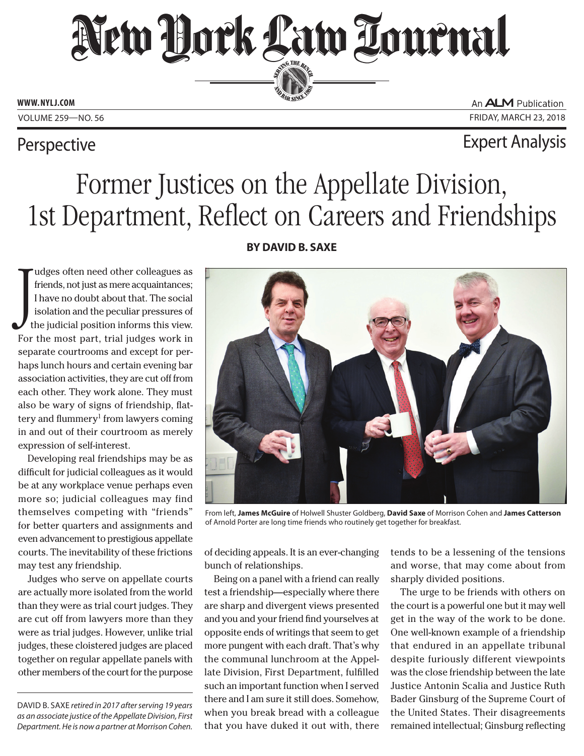# Former Justices on the Appellate Division, 1st Department, Reflect on Careers and Friendships

**BY DAVID B. SAXE**

Judges often need other colleagues as friends, not just as mere acquaintances; I have no doubt about that. The social isolation and the peculiar pressures of the judicial position informs this view. For the most part, trial judges work in separate courtrooms and except for perhaps lunch hours and certain evening bar association activities, they are cut off from each other. They work alone. They must also be wary of signs of friendship, flattery and flummery[1] from lawyers coming in and out of their courtroom as merely expression of self-interest.

Developing real friendships may be as difficult for judicial colleagues as it would be at any workplace venue perhaps even more so; judicial colleagues may find themselves competing with "friends" for better quarters and assignments and even advancement to prestigious appellate courts. The inevitability of these frictions may test any friendship.

Judges who serve on appellate courts are actually more isolated from the world than they were as trial court judges. They are cut off from lawyers more than they were as trial judges. However, unlike trial judges, these cloistered judges are placed together on regular appellate panels with other members of the court for the purpose of deciding appeals. It is an ever-changing bunch of relationships.

Being on a panel with a friend can really test a friendship—especially where there are sharp and divergent views presented and you and your friend find yourselves at opposite ends of writings that seem to get more pungent with each draft. That's why the communal lunchroom at the Appellate Division, First Department, fulfilled such an important function when I served there and I am sure it still does. Somehow, when you break bread with a colleague that you have duked it out with, there tends to be a lessening of the tensions and worse, that may come about from sharply divided positions.

The urge to be friends with others on the court is a powerful one but it may well get in the way of the work to be done. One well-known example of a friendship that endured in an appellate tribunal despite furiously different viewpoints was the close friendship between the late Justice Antonin Scalia and Justice Ruth Bader Ginsburg of the Supreme Court of the United States. Their disagreements remained intellectual; Ginsburg reflecting

From left, **James McGuire** of Holwell Shuster Goldberg, **David Saxe** of Morrison Cohen and **James Catterson** of Arnold Porter are long time friends who routinely get together for breakfast.

---

DAVID B. SAXE *retired in 2017 after serving 19 years as an associate justice of the Appellate Division, First Department. He is now a partner at Morrison Cohen.*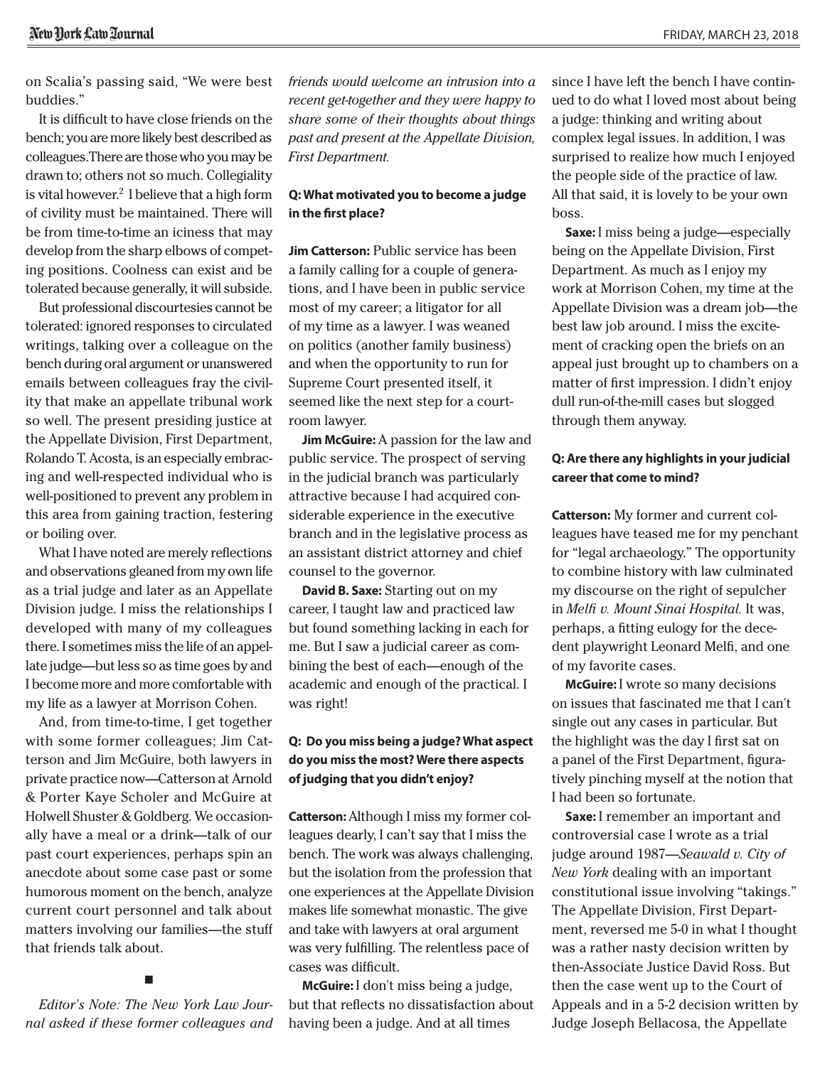on Scalia's passing said, "We were best buddies."

It is difficult to have close friends on the bench; you are more likely best described as colleagues. There are those who you may be drawn to; others not so much. Collegiality is vital however.[2] I believe that a high form of civility must be maintained. There will be from time-to-time an iciness that may develop from the sharp elbows of competing positions. Coolness can exist and be tolerated because generally, it will subside.

But professional discourtesies cannot be tolerated: ignored responses to circulated writings, talking over a colleague on the bench during oral argument or unanswered emails between colleagues fray the civility that make an appellate tribunal work so well. The present presiding justice at the Appellate Division, First Department, Rolando T. Acosta, is an especially embracing and well-respected individual who is well-positioned to prevent any problem in this area from gaining traction, festering or boiling over.

What I have noted are merely reflections and observations gleaned from my own life as a trial judge and later as an Appellate Division judge. I miss the relationships I developed with many of my colleagues there. I sometimes miss the life of an appellate judge—but less so as time goes by and I become more and more comfortable with my life as a lawyer at Morrison Cohen.

And, from time-to-time, I get together with some former colleagues; Jim Catterson and Jim McGuire, both lawyers in private practice now—Catterson at Arnold & Porter Kaye Scholer and McGuire at Holwell Shuster & Goldberg. We occasionally have a meal or a drink—talk of our past court experiences, perhaps spin an anecdote about some case past or some humorous moment on the bench, analyze current court personnel and talk about matters involving our families—the stuff that friends talk about.

■

*Editor's Note: The New York Law Journal asked if these former colleagues and friends would welcome an intrusion into a recent get-together and they were happy to share some of their thoughts about things past and present at the Appellate Division, First Department.*

**Q: What motivated you to become a judge in the first place?**

**Jim Catterson:** Public service has been a family calling for a couple of generations, and I have been in public service most of my career; a litigator for all of my time as a lawyer. I was weaned on politics (another family business) and when the opportunity to run for Supreme Court presented itself, it seemed like the next step for a courtroom lawyer.

**Jim McGuire:** A passion for the law and public service. The prospect of serving in the judicial branch was particularly attractive because I had acquired considerable experience in the executive branch and in the legislative process as an assistant district attorney and chief counsel to the governor.

**David B. Saxe:** Starting out on my career, I taught law and practiced law but found something lacking in each for me. But I saw a judicial career as combining the best of each—enough of the academic and enough of the practical. I was right!

**Q: Do you miss being a judge? What aspect do you miss the most? Were there aspects of judging that you didn't enjoy?**

**Catterson:** Although I miss my former colleagues dearly, I can't say that I miss the bench. The work was always challenging, but the isolation from the profession that one experiences at the Appellate Division makes life somewhat monastic. The give and take with lawyers at oral argument was very fulfilling. The relentless pace of cases was difficult.

**McGuire:** I don't miss being a judge, but that reflects no dissatisfaction about having been a judge. And at all times since I have left the bench I have continued to do what I loved most about being a judge: thinking and writing about complex legal issues. In addition, I was surprised to realize how much I enjoyed the people side of the practice of law. All that said, it is lovely to be your own boss.

**Saxe:** I miss being a judge—especially being on the Appellate Division, First Department. As much as I enjoy my work at Morrison Cohen, my time at the Appellate Division was a dream job—the best law job around. I miss the excitement of cracking open the briefs on an appeal just brought up to chambers on a matter of first impression. I didn't enjoy dull run-of-the-mill cases but slogged through them anyway.

**Q: Are there any highlights in your judicial career that come to mind?**

**Catterson:** My former and current colleagues have teased me for my penchant for "legal archaeology." The opportunity to combine history with law culminated my discourse on the right of sepulcher in *Melfi v. Mount Sinai Hospital.* It was, perhaps, a fitting eulogy for the decedent playwright Leonard Melfi, and one of my favorite cases.

**McGuire:** I wrote so many decisions on issues that fascinated me that I can't single out any cases in particular. But the highlight was the day I first sat on a panel of the First Department, figuratively pinching myself at the notion that I had been so fortunate.

**Saxe:** I remember an important and controversial case I wrote as a trial judge around 1987—*Seawald v. City of New York* dealing with an important constitutional issue involving "takings." The Appellate Division, First Department, reversed me 5-0 in what I thought was a rather nasty decision written by then-Associate Justice David Ross. But then the case went up to the Court of Appeals and in a 5-2 decision written by Judge Joseph Bellacosa, the Appellate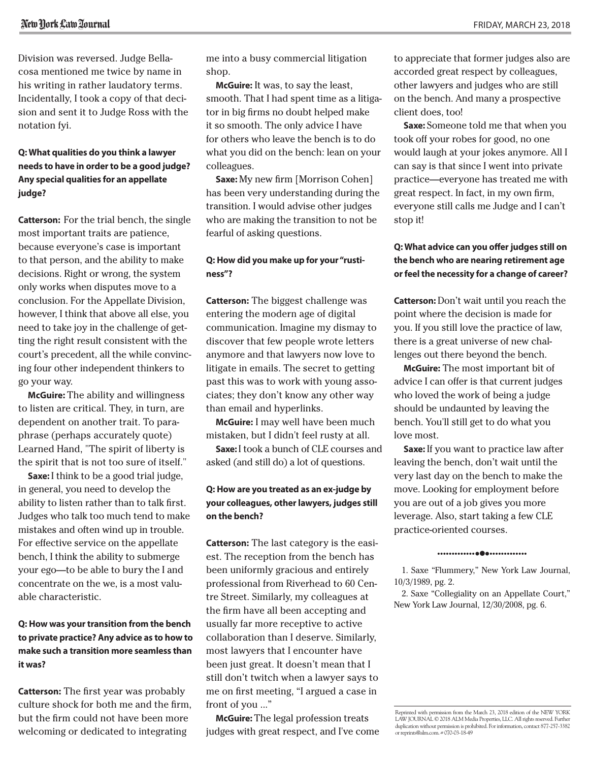Division was reversed. Judge Bellacosa mentioned me twice by name in his writing in rather laudatory terms. Incidentally, I took a copy of that decision and sent it to Judge Ross with the notation fyi.

**Q: What qualities do you think a lawyer needs to have in order to be a good judge? Any special qualities for an appellate judge?**

**Catterson:** For the trial bench, the single most important traits are patience, because everyone's case is important to that person, and the ability to make decisions. Right or wrong, the system only works when disputes move to a conclusion. For the Appellate Division, however, I think that above all else, you need to take joy in the challenge of getting the right result consistent with the court's precedent, all the while convincing four other independent thinkers to go your way.

**McGuire:** The ability and willingness to listen are critical. They, in turn, are dependent on another trait. To paraphrase (perhaps accurately quote) Learned Hand, "The spirit of liberty is the spirit that is not too sure of itself."

**Saxe:** I think to be a good trial judge, in general, you need to develop the ability to listen rather than to talk first. Judges who talk too much tend to make mistakes and often wind up in trouble. For effective service on the appellate bench, I think the ability to submerge your ego—to be able to bury the I and concentrate on the we, is a most valuable characteristic.

**Q: How was your transition from the bench to private practice? Any advice as to how to make such a transition more seamless than it was?**

**Catterson:** The first year was probably culture shock for both me and the firm, but the firm could not have been more welcoming or dedicated to integrating me into a busy commercial litigation shop.

**McGuire:** It was, to say the least, smooth. That I had spent time as a litigator in big firms no doubt helped make it so smooth. The only advice I have for others who leave the bench is to do what you did on the bench: lean on your colleagues.

**Saxe:** My new firm [Morrison Cohen] has been very understanding during the transition. I would advise other judges who are making the transition to not be fearful of asking questions.

**Q: How did you make up for your "rustiness"?**

**Catterson:** The biggest challenge was entering the modern age of digital communication. Imagine my dismay to discover that few people wrote letters anymore and that lawyers now love to litigate in emails. The secret to getting past this was to work with young associates; they don't know any other way than email and hyperlinks.

**McGuire:** I may well have been much mistaken, but I didn't feel rusty at all.

**Saxe:** I took a bunch of CLE courses and asked (and still do) a lot of questions.

**Q: How are you treated as an ex-judge by your colleagues, other lawyers, judges still on the bench?**

**Catterson:** The last category is the easiest. The reception from the bench has been uniformly gracious and entirely professional from Riverhead to 60 Centre Street. Similarly, my colleagues at the firm have all been accepting and usually far more receptive to active collaboration than I deserve. Similarly, most lawyers that I encounter have been just great. It doesn't mean that I still don't twitch when a lawyer says to me on first meeting, "I argued a case in front of you ..."

**McGuire:** The legal profession treats judges with great respect, and I've come to appreciate that former judges also are accorded great respect by colleagues, other lawyers and judges who are still on the bench. And many a prospective client does, too!

**Saxe:** Someone told me that when you took off your robes for good, no one would laugh at your jokes anymore. All I can say is that since I went into private practice—everyone has treated me with great respect. In fact, in my own firm, everyone still calls me Judge and I can't stop it!

**Q: What advice can you offer judges still on the bench who are nearing retirement age or feel the necessity for a change of career?**

**Catterson:** Don't wait until you reach the point where the decision is made for you. If you still love the practice of law, there is a great universe of new challenges out there beyond the bench.

**McGuire:** The most important bit of advice I can offer is that current judges who loved the work of being a judge should be undaunted by leaving the bench. You'll still get to do what you love most.

**Saxe:** If you want to practice law after leaving the bench, don't wait until the very last day on the bench to make the move. Looking for employment before you are out of a job gives you more leverage. Also, start taking a few CLE practice-oriented courses.

1. Saxe "Flummery," New York Law Journal, 10/3/1989, pg. 2.

2. Saxe "Collegiality on an Appellate Court," New York Law Journal, 12/30/2008, pg. 6.

Reprinted with permission from the March 23, 2018 edition of the NEW YORK LAW JOURNAL © 2018 ALM Media Properties, LLC. All rights reserved. Further duplication without permission is prohibited. For information, contact 877-257-3382 or reprints@alm.com. # 070-03-18-49